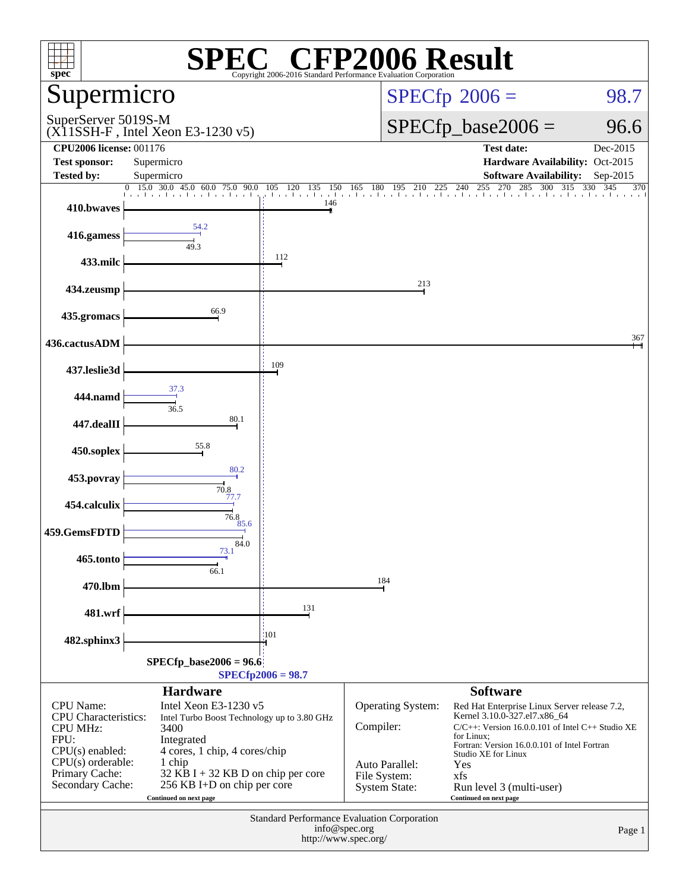# SPEC CFP2006 Result

Copyright 2006-2016 Standard Performance Evaluation Corporation

## Supermicro

SuperServer 5019S-M
(X11SSH-F , Intel Xeon E3-1230 v5)

**SPECfp 2006 = 98.7**

**SPECfp_base2006 = 96.6**

| | | | |
|---|---|---|---|
| **CPU2006 license:** 001176 | | **Test date:** | Dec-2015 |
| **Test sponsor:** | Supermicro | **Hardware Availability:** | Oct-2015 |
| **Tested by:** | Supermicro | **Software Availability:** | Sep-2015 |

| Benchmark | Base | Peak |
|---|---|---|
| 410.bwaves | 146 | |
| 416.gamess | 49.3 | 54.2 |
| 433.milc | 112 | |
| 434.zeusmp | 213 | |
| 435.gromacs | 66.9 | |
| 436.cactusADM | 367 | |
| 437.leslie3d | 109 | |
| 444.namd | 36.5 | 37.3 |
| 447.dealII | 80.1 | |
| 450.soplex | 55.8 | |
| 453.povray | 70.8 | 80.2 |
| 454.calculix | 76.8 | 77.7 |
| 459.GemsFDTD | 84.0 | 85.6 |
| 465.tonto | 66.1 | 73.1 |
| 470.lbm | 184 | |
| 481.wrf | 131 | |
| 482.sphinx3 | 101 | |

SPECfp_base2006 = 96.6
SPECfp2006 = 98.7

## Hardware

| | |
|---|---|
| CPU Name: | Intel Xeon E3-1230 v5 |
| CPU Characteristics: | Intel Turbo Boost Technology up to 3.80 GHz |
| CPU MHz: | 3400 |
| FPU: | Integrated |
| CPU(s) enabled: | 4 cores, 1 chip, 4 cores/chip |
| CPU(s) orderable: | 1 chip |
| Primary Cache: | 32 KB I + 32 KB D on chip per core |
| Secondary Cache: | 256 KB I+D on chip per core |

Continued on next page

## Software

| | |
|---|---|
| Operating System: | Red Hat Enterprise Linux Server release 7.2, Kernel 3.10.0-327.el7.x86_64 |
| Compiler: | C/C++: Version 16.0.0.101 of Intel C++ Studio XE for Linux; Fortran: Version 16.0.0.101 of Intel Fortran Studio XE for Linux |
| Auto Parallel: | Yes |
| File System: | xfs |
| System State: | Run level 3 (multi-user) |

Continued on next page

Standard Performance Evaluation Corporation
info@spec.org
http://www.spec.org/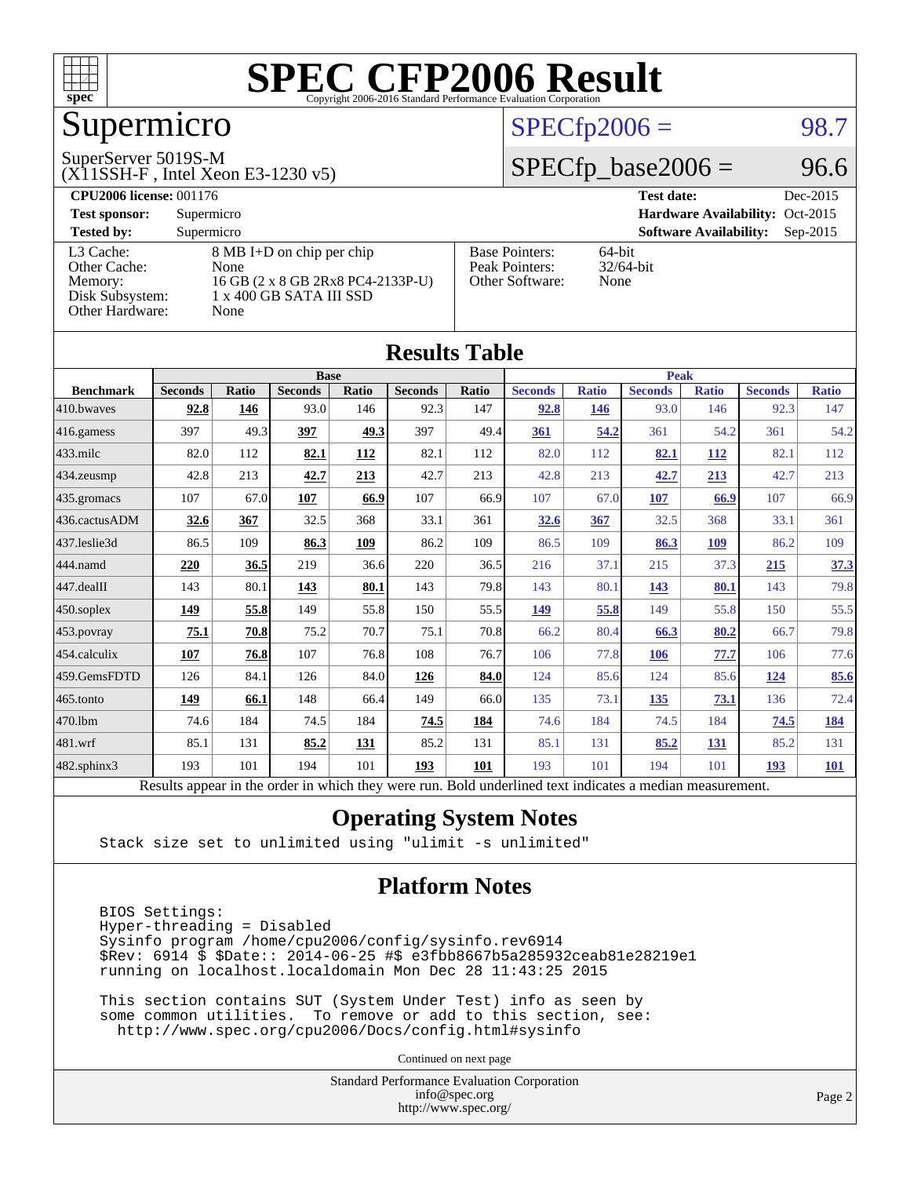# SPEC CFP2006 Result

Copyright 2006-2016 Standard Performance Evaluation Corporation

## Supermicro

SuperServer 5019S-M
(X11SSH-F , Intel Xeon E3-1230 v5)

SPECfp2006 = 98.7

SPECfp_base2006 = 96.6

| | | | |
|---|---|---|---|
| **CPU2006 license:** 001176 | | **Test date:** | Dec-2015 |
| **Test sponsor:** | Supermicro | **Hardware Availability:** | Oct-2015 |
| **Tested by:** | Supermicro | **Software Availability:** | Sep-2015 |

| | |
|---|---|
| L3 Cache: | 8 MB I+D on chip per chip |
| Other Cache: | None |
| Memory: | 16 GB (2 x 8 GB 2Rx8 PC4-2133P-U) |
| Disk Subsystem: | 1 x 400 GB SATA III SSD |
| Other Hardware: | None |

| | |
|---|---|
| Base Pointers: | 64-bit |
| Peak Pointers: | 32/64-bit |
| Other Software: | None |

## Results Table

| | Base | | | | | | Peak | | | | | |
|---|---|---|---|---|---|---|---|---|---|---|---|---|
| **Benchmark** | **Seconds** | **Ratio** | **Seconds** | **Ratio** | **Seconds** | **Ratio** | **Seconds** | **Ratio** | **Seconds** | **Ratio** | **Seconds** | **Ratio** |
| 410.bwaves | **92.8** | **146** | 93.0 | 146 | 92.3 | 147 | **92.8** | **146** | 93.0 | 146 | 92.3 | 147 |
| 416.gamess | 397 | 49.3 | **397** | **49.3** | 397 | 49.4 | **361** | **54.2** | 361 | 54.2 | 361 | 54.2 |
| 433.milc | 82.0 | 112 | **82.1** | **112** | 82.1 | 112 | 82.0 | 112 | **82.1** | **112** | 82.1 | 112 |
| 434.zeusmp | 42.8 | 213 | **42.7** | **213** | 42.7 | 213 | 42.8 | 213 | **42.7** | **213** | 42.7 | 213 |
| 435.gromacs | 107 | 67.0 | **107** | **66.9** | 107 | 66.9 | 107 | 67.0 | **107** | **66.9** | 107 | 66.9 |
| 436.cactusADM | **32.6** | **367** | 32.5 | 368 | 33.1 | 361 | **32.6** | **367** | 32.5 | 368 | 33.1 | 361 |
| 437.leslie3d | 86.5 | 109 | **86.3** | **109** | 86.2 | 109 | 86.5 | 109 | **86.3** | **109** | 86.2 | 109 |
| 444.namd | **220** | **36.5** | 219 | 36.6 | 220 | 36.5 | 216 | 37.1 | 215 | 37.3 | **215** | **37.3** |
| 447.dealII | 143 | 80.1 | **143** | **80.1** | 143 | 79.8 | 143 | 80.1 | **143** | **80.1** | 143 | 79.8 |
| 450.soplex | **149** | **55.8** | 149 | 55.8 | 150 | 55.5 | **149** | **55.8** | 149 | 55.8 | 150 | 55.5 |
| 453.povray | **75.1** | **70.8** | 75.2 | 70.7 | 75.1 | 70.8 | 66.2 | 80.4 | **66.3** | **80.2** | 66.7 | 79.8 |
| 454.calculix | **107** | **76.8** | 107 | 76.8 | 108 | 76.7 | 106 | 77.8 | **106** | **77.7** | 106 | 77.6 |
| 459.GemsFDTD | 126 | 84.1 | 126 | 84.0 | **126** | **84.0** | 124 | 85.6 | 124 | 85.6 | **124** | **85.6** |
| 465.tonto | **149** | **66.1** | 148 | 66.4 | 149 | 66.0 | 135 | 73.1 | **135** | **73.1** | 136 | 72.4 |
| 470.lbm | 74.6 | 184 | 74.5 | 184 | **74.5** | **184** | 74.6 | 184 | 74.5 | 184 | **74.5** | **184** |
| 481.wrf | 85.1 | 131 | **85.2** | **131** | 85.2 | 131 | 85.1 | 131 | **85.2** | **131** | 85.2 | 131 |
| 482.sphinx3 | 193 | 101 | 194 | 101 | **193** | **101** | 193 | 101 | 194 | 101 | **193** | **101** |

Results appear in the order in which they were run. Bold underlined text indicates a median measurement.

## Operating System Notes

```
Stack size set to unlimited using "ulimit -s unlimited"
```

## Platform Notes

```
BIOS Settings:
Hyper-threading = Disabled
Sysinfo program /home/cpu2006/config/sysinfo.rev6914
$Rev: 6914 $ $Date:: 2014-06-25 #$ e3fbb8667b5a285932ceab81e28219e1
running on localhost.localdomain Mon Dec 28 11:43:25 2015

This section contains SUT (System Under Test) info as seen by
some common utilities.  To remove or add to this section, see:
  http://www.spec.org/cpu2006/Docs/config.html#sysinfo
```

Continued on next page

Standard Performance Evaluation Corporation
info@spec.org
http://www.spec.org/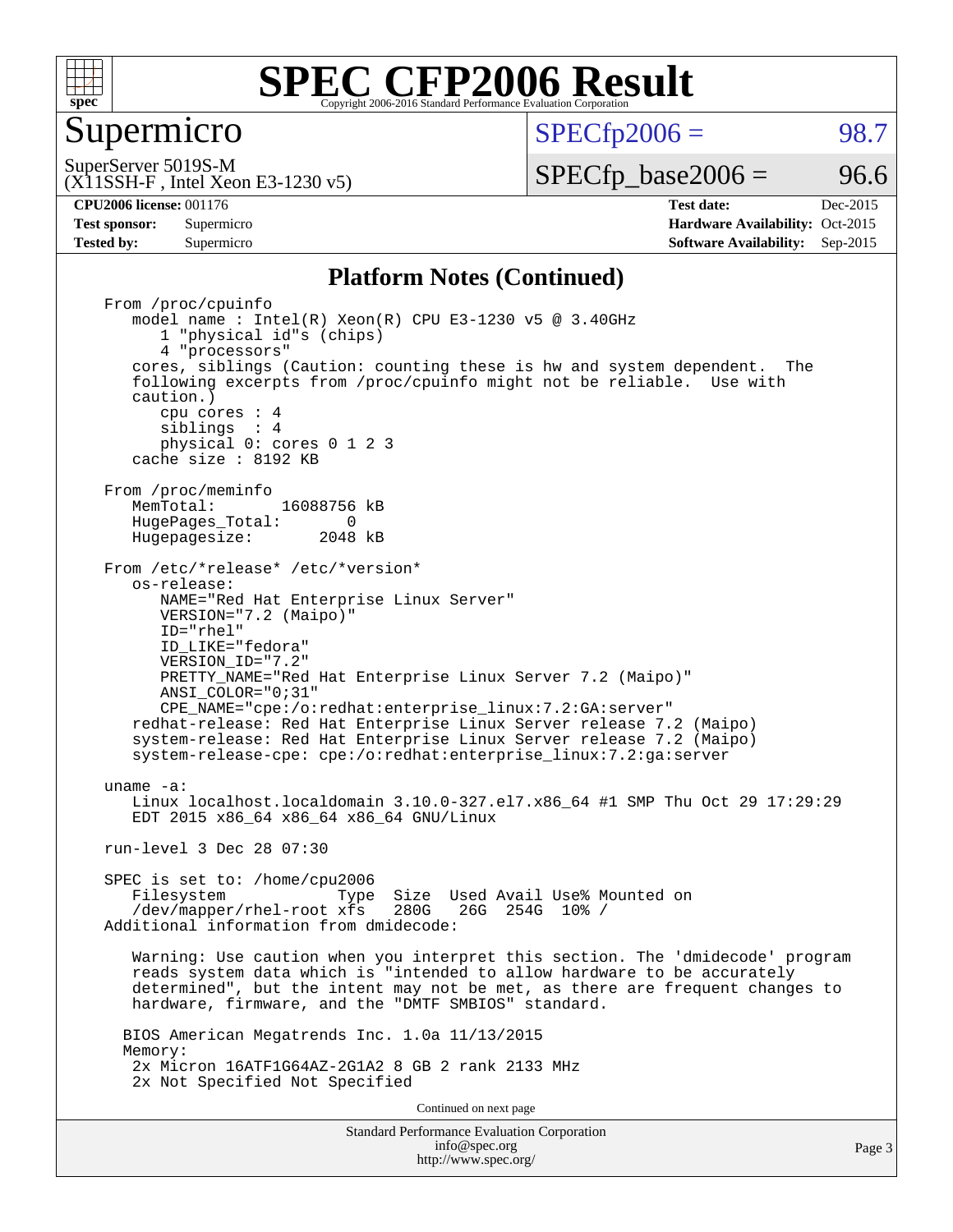## Platform Notes (Continued)

```
From /proc/cpuinfo
   model name : Intel(R) Xeon(R) CPU E3-1230 v5 @ 3.40GHz
      1 "physical id"s (chips)
      4 "processors"
   cores, siblings (Caution: counting these is hw and system dependent.  The
   following excerpts from /proc/cpuinfo might not be reliable.  Use with
   caution.)
      cpu cores : 4
      siblings  : 4
      physical 0: cores 0 1 2 3
   cache size : 8192 KB

From /proc/meminfo
   MemTotal:       16088756 kB
   HugePages_Total:       0
   Hugepagesize:       2048 kB

From /etc/*release* /etc/*version*
   os-release:
      NAME="Red Hat Enterprise Linux Server"
      VERSION="7.2 (Maipo)"
      ID="rhel"
      ID_LIKE="fedora"
      VERSION_ID="7.2"
      PRETTY_NAME="Red Hat Enterprise Linux Server 7.2 (Maipo)"
      ANSI_COLOR="0;31"
      CPE_NAME="cpe:/o:redhat:enterprise_linux:7.2:GA:server"
   redhat-release: Red Hat Enterprise Linux Server release 7.2 (Maipo)
   system-release: Red Hat Enterprise Linux Server release 7.2 (Maipo)
   system-release-cpe: cpe:/o:redhat:enterprise_linux:7.2:ga:server

uname -a:
   Linux localhost.localdomain 3.10.0-327.el7.x86_64 #1 SMP Thu Oct 29 17:29:29
   EDT 2015 x86_64 x86_64 x86_64 GNU/Linux

run-level 3 Dec 28 07:30

SPEC is set to: /home/cpu2006
   Filesystem            Type  Size  Used Avail Use% Mounted on
   /dev/mapper/rhel-root xfs   280G   26G  254G  10% /
Additional information from dmidecode:

   Warning: Use caution when you interpret this section. The 'dmidecode' program
   reads system data which is "intended to allow hardware to be accurately
   determined", but the intent may not be met, as there are frequent changes to
   hardware, firmware, and the "DMTF SMBIOS" standard.

  BIOS American Megatrends Inc. 1.0a 11/13/2015
  Memory:
   2x Micron 16ATF1G64AZ-2G1A2 8 GB 2 rank 2133 MHz
   2x Not Specified Not Specified
```

Continued on next page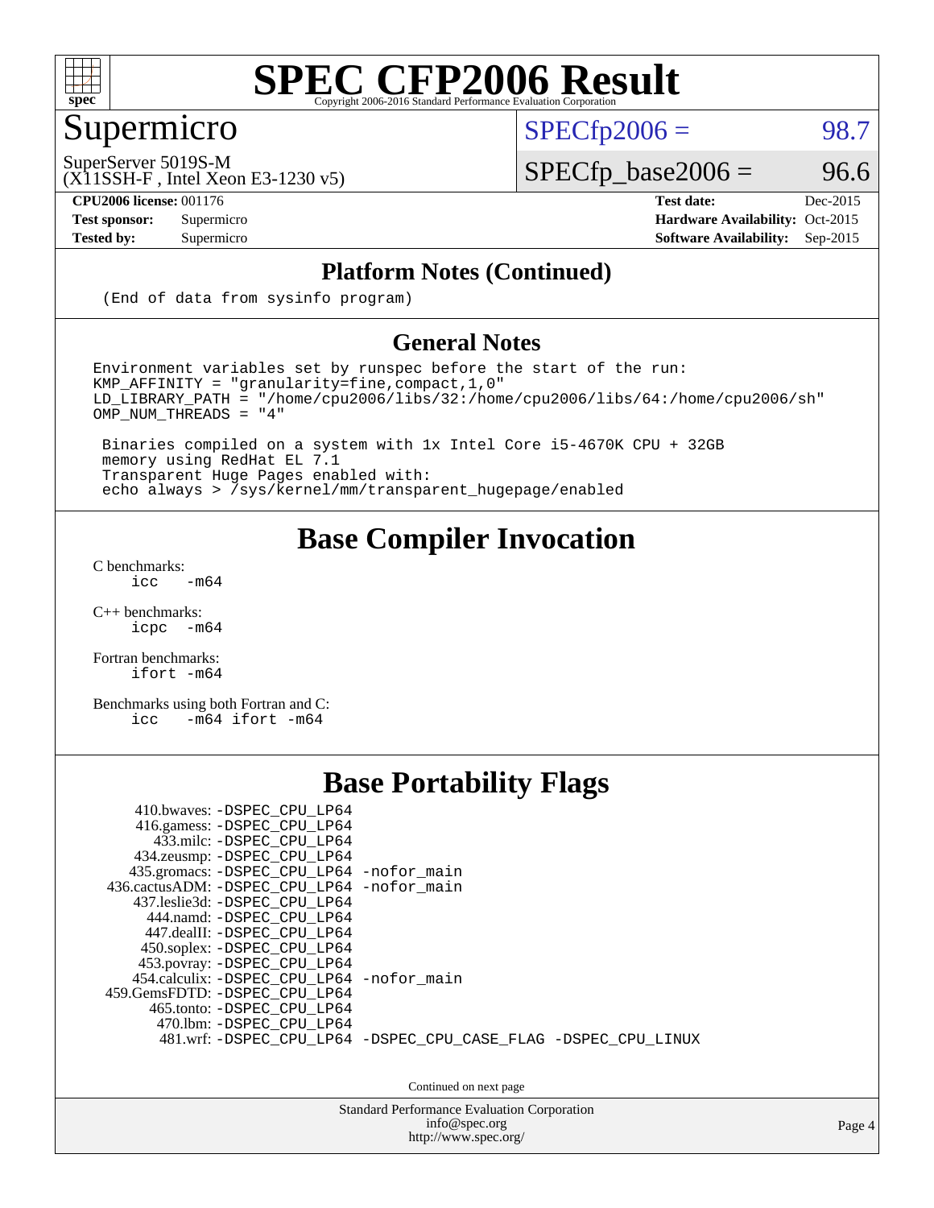# SPEC CFP2006 Result

Copyright 2006-2016 Standard Performance Evaluation Corporation

## Supermicro

SuperServer 5019S-M
(X11SSH-F , Intel Xeon E3-1230 v5)

SPECfp2006 = 98.7

SPECfp_base2006 = 96.6

| | | | |
|---|---|---|---|
| **CPU2006 license:** 001176 | | **Test date:** | Dec-2015 |
| **Test sponsor:** | Supermicro | **Hardware Availability:** | Oct-2015 |
| **Tested by:** | Supermicro | **Software Availability:** | Sep-2015 |

### Platform Notes (Continued)

```
(End of data from sysinfo program)
```

### General Notes

```
Environment variables set by runspec before the start of the run:
KMP_AFFINITY = "granularity=fine,compact,1,0"
LD_LIBRARY_PATH = "/home/cpu2006/libs/32:/home/cpu2006/libs/64:/home/cpu2006/sh"
OMP_NUM_THREADS = "4"

 Binaries compiled on a system with 1x Intel Core i5-4670K CPU + 32GB
 memory using RedHat EL 7.1
 Transparent Huge Pages enabled with:
 echo always > /sys/kernel/mm/transparent_hugepage/enabled
```

## Base Compiler Invocation

C benchmarks:
```
icc   -m64
```

C++ benchmarks:
```
icpc  -m64
```

Fortran benchmarks:
```
ifort -m64
```

Benchmarks using both Fortran and C:
```
icc   -m64 ifort -m64
```

## Base Portability Flags

```
     410.bwaves: -DSPEC_CPU_LP64
     416.gamess: -DSPEC_CPU_LP64
       433.milc: -DSPEC_CPU_LP64
     434.zeusmp: -DSPEC_CPU_LP64
    435.gromacs: -DSPEC_CPU_LP64 -nofor_main
 436.cactusADM: -DSPEC_CPU_LP64 -nofor_main
    437.leslie3d: -DSPEC_CPU_LP64
      444.namd: -DSPEC_CPU_LP64
     447.dealII: -DSPEC_CPU_LP64
     450.soplex: -DSPEC_CPU_LP64
     453.povray: -DSPEC_CPU_LP64
    454.calculix: -DSPEC_CPU_LP64 -nofor_main
  459.GemsFDTD: -DSPEC_CPU_LP64
      465.tonto: -DSPEC_CPU_LP64
        470.lbm: -DSPEC_CPU_LP64
        481.wrf: -DSPEC_CPU_LP64 -DSPEC_CPU_CASE_FLAG -DSPEC_CPU_LINUX
```

Continued on next page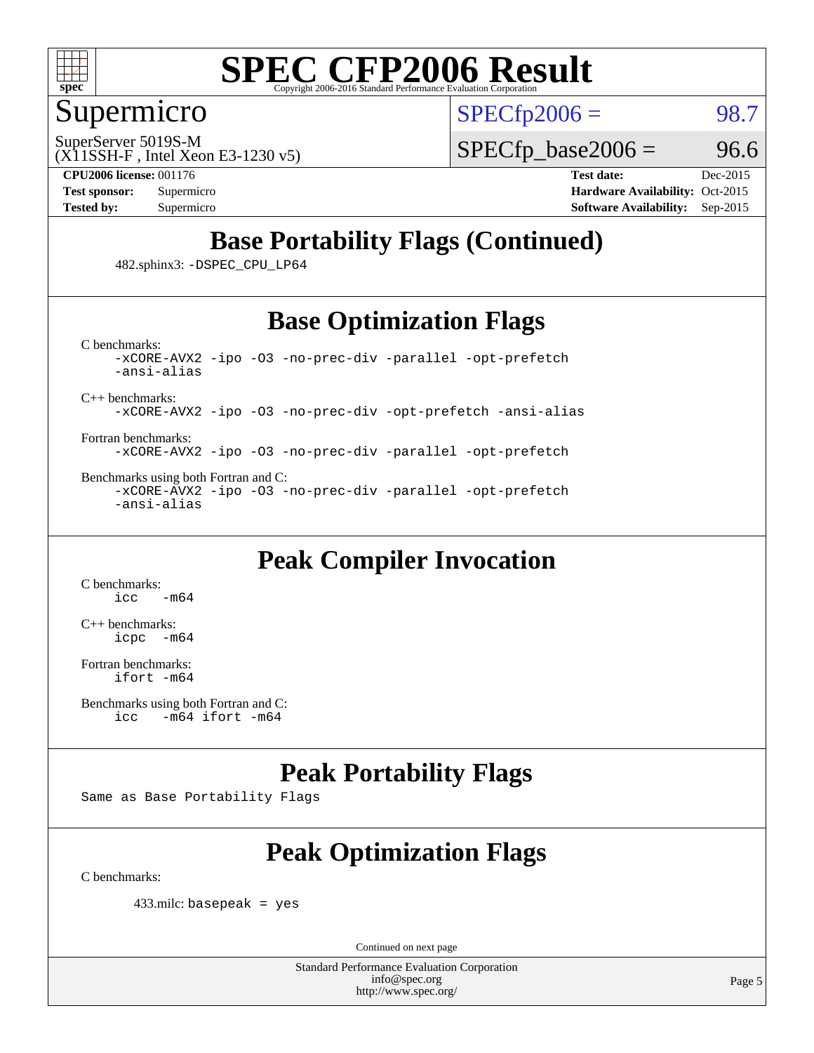# SPEC CFP2006 Result

Copyright 2006-2016 Standard Performance Evaluation Corporation

## Supermicro

SuperServer 5019S-M
(X11SSH-F , Intel Xeon E3-1230 v5)

SPECfp2006 = 98.7

SPECfp_base2006 = 96.6

**CPU2006 license:** 001176
**Test sponsor:** Supermicro
**Tested by:** Supermicro

**Test date:** Dec-2015
**Hardware Availability:** Oct-2015
**Software Availability:** Sep-2015

## Base Portability Flags (Continued)

482.sphinx3: `-DSPEC_CPU_LP64`

## Base Optimization Flags

C benchmarks:
```
-xCORE-AVX2 -ipo -O3 -no-prec-div -parallel -opt-prefetch
-ansi-alias
```

C++ benchmarks:
```
-xCORE-AVX2 -ipo -O3 -no-prec-div -opt-prefetch -ansi-alias
```

Fortran benchmarks:
```
-xCORE-AVX2 -ipo -O3 -no-prec-div -parallel -opt-prefetch
```

Benchmarks using both Fortran and C:
```
-xCORE-AVX2 -ipo -O3 -no-prec-div -parallel -opt-prefetch
-ansi-alias
```

## Peak Compiler Invocation

C benchmarks:
```
icc   -m64
```

C++ benchmarks:
```
icpc  -m64
```

Fortran benchmarks:
```
ifort -m64
```

Benchmarks using both Fortran and C:
```
icc   -m64 ifort -m64
```

## Peak Portability Flags

Same as Base Portability Flags

## Peak Optimization Flags

C benchmarks:

433.milc: `basepeak = yes`

Continued on next page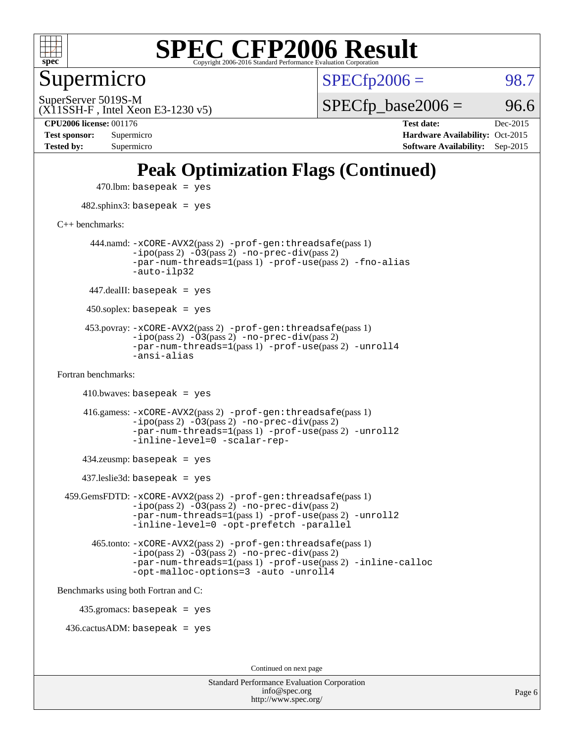# SPEC CFP2006 Result

Copyright 2006-2016 Standard Performance Evaluation Corporation

## Supermicro

SuperServer 5019S-M
(X11SSH-F , Intel Xeon E3-1230 v5)

| | |
|---|---|
| SPECfp2006 = | 98.7 |
| SPECfp_base2006 = | 96.6 |

| | | | |
|---|---|---|---|
| **CPU2006 license:** 001176 | | **Test date:** | Dec-2015 |
| **Test sponsor:** | Supermicro | **Hardware Availability:** | Oct-2015 |
| **Tested by:** | Supermicro | **Software Availability:** | Sep-2015 |

## Peak Optimization Flags (Continued)

470.lbm: `basepeak = yes`

482.sphinx3: `basepeak = yes`

C++ benchmarks:

444.namd: `-xCORE-AVX2`(pass 2) `-prof-gen:threadsafe`(pass 1) `-ipo`(pass 2) `-O3`(pass 2) `-no-prec-div`(pass 2) `-par-num-threads=1`(pass 1) `-prof-use`(pass 2) `-fno-alias` `-auto-ilp32`

447.dealII: `basepeak = yes`

450.soplex: `basepeak = yes`

453.povray: `-xCORE-AVX2`(pass 2) `-prof-gen:threadsafe`(pass 1) `-ipo`(pass 2) `-O3`(pass 2) `-no-prec-div`(pass 2) `-par-num-threads=1`(pass 1) `-prof-use`(pass 2) `-unroll4` `-ansi-alias`

Fortran benchmarks:

410.bwaves: `basepeak = yes`

416.gamess: `-xCORE-AVX2`(pass 2) `-prof-gen:threadsafe`(pass 1) `-ipo`(pass 2) `-O3`(pass 2) `-no-prec-div`(pass 2) `-par-num-threads=1`(pass 1) `-prof-use`(pass 2) `-unroll2` `-inline-level=0` `-scalar-rep-`

434.zeusmp: `basepeak = yes`

437.leslie3d: `basepeak = yes`

459.GemsFDTD: `-xCORE-AVX2`(pass 2) `-prof-gen:threadsafe`(pass 1) `-ipo`(pass 2) `-O3`(pass 2) `-no-prec-div`(pass 2) `-par-num-threads=1`(pass 1) `-prof-use`(pass 2) `-unroll2` `-inline-level=0` `-opt-prefetch` `-parallel`

465.tonto: `-xCORE-AVX2`(pass 2) `-prof-gen:threadsafe`(pass 1) `-ipo`(pass 2) `-O3`(pass 2) `-no-prec-div`(pass 2) `-par-num-threads=1`(pass 1) `-prof-use`(pass 2) `-inline-calloc` `-opt-malloc-options=3` `-auto` `-unroll4`

Benchmarks using both Fortran and C:

435.gromacs: `basepeak = yes`

436.cactusADM: `basepeak = yes`

Continued on next page

Standard Performance Evaluation Corporation
info@spec.org
http://www.spec.org/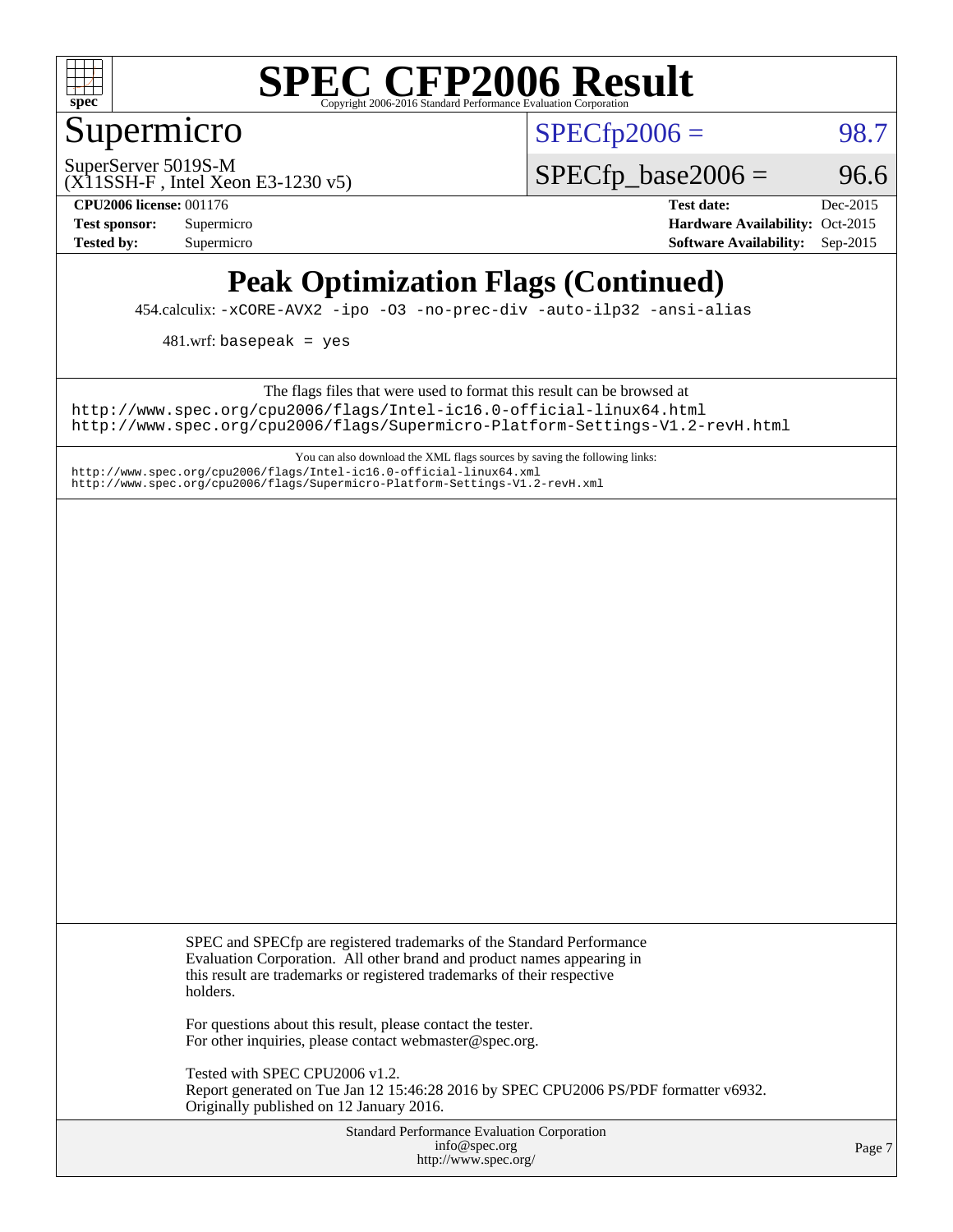# Peak Optimization Flags (Continued)

454.calculix: -xCORE-AVX2 -ipo -O3 -no-prec-div -auto-ilp32 -ansi-alias

481.wrf: basepeak = yes

The flags files that were used to format this result can be browsed at
http://www.spec.org/cpu2006/flags/Intel-ic16.0-official-linux64.html
http://www.spec.org/cpu2006/flags/Supermicro-Platform-Settings-V1.2-revH.html

You can also download the XML flags sources by saving the following links:
http://www.spec.org/cpu2006/flags/Intel-ic16.0-official-linux64.xml
http://www.spec.org/cpu2006/flags/Supermicro-Platform-Settings-V1.2-revH.xml

SPEC and SPECfp are registered trademarks of the Standard Performance Evaluation Corporation. All other brand and product names appearing in this result are trademarks or registered trademarks of their respective holders.

For questions about this result, please contact the tester.
For other inquiries, please contact webmaster@spec.org.

Tested with SPEC CPU2006 v1.2.
Report generated on Tue Jan 12 15:46:28 2016 by SPEC CPU2006 PS/PDF formatter v6932.
Originally published on 12 January 2016.